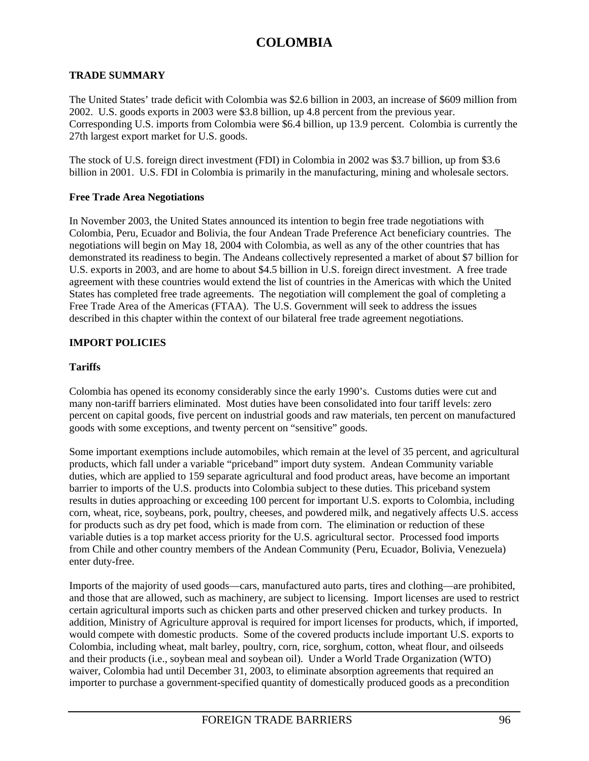# COLOMBIA

## TRADE SUMMARY

The United States' trade deficit with Colombia was $2.6 billion in 2003, an increase of $609 million from 2002. U.S. goods exports in 2003 were $3.8 billion, up 4.8 percent from the previous year. Corresponding U.S. imports from Colombia were $6.4 billion, up 13.9 percent. Colombia is currently the 27th largest export market for U.S. goods.

The stock of U.S. foreign direct investment (FDI) in Colombia in 2002 was $3.7 billion, up from $3.6 billion in 2001. U.S. FDI in Colombia is primarily in the manufacturing, mining and wholesale sectors.

### Free Trade Area Negotiations

In November 2003, the United States announced its intention to begin free trade negotiations with Colombia, Peru, Ecuador and Bolivia, the four Andean Trade Preference Act beneficiary countries. The negotiations will begin on May 18, 2004 with Colombia, as well as any of the other countries that has demonstrated its readiness to begin. The Andeans collectively represented a market of about $7 billion for U.S. exports in 2003, and are home to about $4.5 billion in U.S. foreign direct investment. A free trade agreement with these countries would extend the list of countries in the Americas with which the United States has completed free trade agreements. The negotiation will complement the goal of completing a Free Trade Area of the Americas (FTAA). The U.S. Government will seek to address the issues described in this chapter within the context of our bilateral free trade agreement negotiations.

## IMPORT POLICIES

### Tariffs

Colombia has opened its economy considerably since the early 1990's. Customs duties were cut and many non-tariff barriers eliminated. Most duties have been consolidated into four tariff levels: zero percent on capital goods, five percent on industrial goods and raw materials, ten percent on manufactured goods with some exceptions, and twenty percent on "sensitive" goods.

Some important exemptions include automobiles, which remain at the level of 35 percent, and agricultural products, which fall under a variable "priceband" import duty system. Andean Community variable duties, which are applied to 159 separate agricultural and food product areas, have become an important barrier to imports of the U.S. products into Colombia subject to these duties. This priceband system results in duties approaching or exceeding 100 percent for important U.S. exports to Colombia, including corn, wheat, rice, soybeans, pork, poultry, cheeses, and powdered milk, and negatively affects U.S. access for products such as dry pet food, which is made from corn. The elimination or reduction of these variable duties is a top market access priority for the U.S. agricultural sector. Processed food imports from Chile and other country members of the Andean Community (Peru, Ecuador, Bolivia, Venezuela) enter duty-free.

Imports of the majority of used goods—cars, manufactured auto parts, tires and clothing—are prohibited, and those that are allowed, such as machinery, are subject to licensing. Import licenses are used to restrict certain agricultural imports such as chicken parts and other preserved chicken and turkey products. In addition, Ministry of Agriculture approval is required for import licenses for products, which, if imported, would compete with domestic products. Some of the covered products include important U.S. exports to Colombia, including wheat, malt barley, poultry, corn, rice, sorghum, cotton, wheat flour, and oilseeds and their products (i.e., soybean meal and soybean oil). Under a World Trade Organization (WTO) waiver, Colombia had until December 31, 2003, to eliminate absorption agreements that required an importer to purchase a government-specified quantity of domestically produced goods as a precondition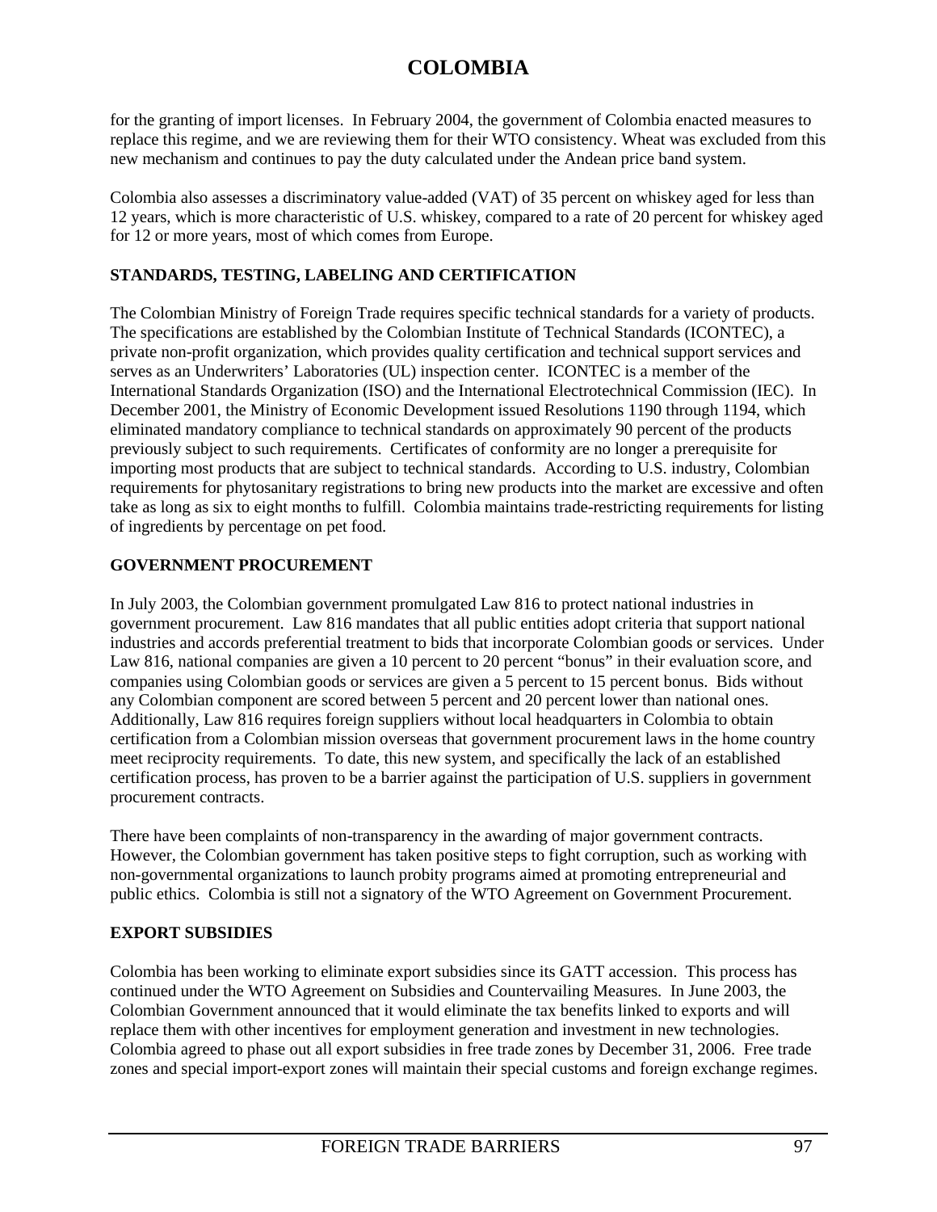for the granting of import licenses. In February 2004, the government of Colombia enacted measures to replace this regime, and we are reviewing them for their WTO consistency. Wheat was excluded from this new mechanism and continues to pay the duty calculated under the Andean price band system.

Colombia also assesses a discriminatory value-added (VAT) of 35 percent on whiskey aged for less than 12 years, which is more characteristic of U.S. whiskey, compared to a rate of 20 percent for whiskey aged for 12 or more years, most of which comes from Europe.

## STANDARDS, TESTING, LABELING AND CERTIFICATION

The Colombian Ministry of Foreign Trade requires specific technical standards for a variety of products. The specifications are established by the Colombian Institute of Technical Standards (ICONTEC), a private non-profit organization, which provides quality certification and technical support services and serves as an Underwriters' Laboratories (UL) inspection center. ICONTEC is a member of the International Standards Organization (ISO) and the International Electrotechnical Commission (IEC). In December 2001, the Ministry of Economic Development issued Resolutions 1190 through 1194, which eliminated mandatory compliance to technical standards on approximately 90 percent of the products previously subject to such requirements. Certificates of conformity are no longer a prerequisite for importing most products that are subject to technical standards. According to U.S. industry, Colombian requirements for phytosanitary registrations to bring new products into the market are excessive and often take as long as six to eight months to fulfill. Colombia maintains trade-restricting requirements for listing of ingredients by percentage on pet food.

## GOVERNMENT PROCUREMENT

In July 2003, the Colombian government promulgated Law 816 to protect national industries in government procurement. Law 816 mandates that all public entities adopt criteria that support national industries and accords preferential treatment to bids that incorporate Colombian goods or services. Under Law 816, national companies are given a 10 percent to 20 percent "bonus" in their evaluation score, and companies using Colombian goods or services are given a 5 percent to 15 percent bonus. Bids without any Colombian component are scored between 5 percent and 20 percent lower than national ones. Additionally, Law 816 requires foreign suppliers without local headquarters in Colombia to obtain certification from a Colombian mission overseas that government procurement laws in the home country meet reciprocity requirements. To date, this new system, and specifically the lack of an established certification process, has proven to be a barrier against the participation of U.S. suppliers in government procurement contracts.

There have been complaints of non-transparency in the awarding of major government contracts. However, the Colombian government has taken positive steps to fight corruption, such as working with non-governmental organizations to launch probity programs aimed at promoting entrepreneurial and public ethics. Colombia is still not a signatory of the WTO Agreement on Government Procurement.

## EXPORT SUBSIDIES

Colombia has been working to eliminate export subsidies since its GATT accession. This process has continued under the WTO Agreement on Subsidies and Countervailing Measures. In June 2003, the Colombian Government announced that it would eliminate the tax benefits linked to exports and will replace them with other incentives for employment generation and investment in new technologies. Colombia agreed to phase out all export subsidies in free trade zones by December 31, 2006. Free trade zones and special import-export zones will maintain their special customs and foreign exchange regimes.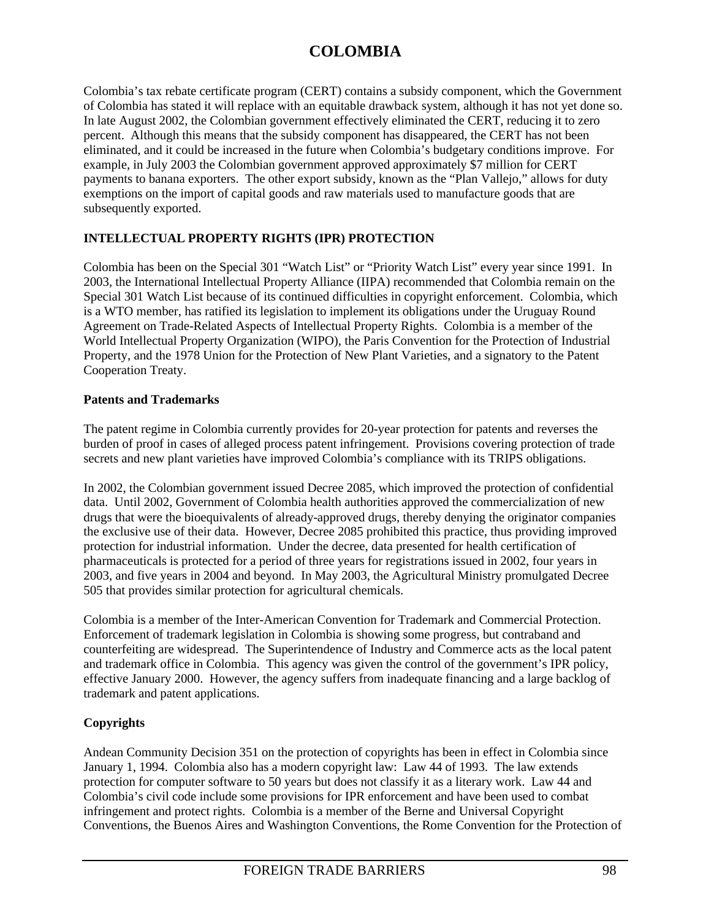# COLOMBIA

Colombia's tax rebate certificate program (CERT) contains a subsidy component, which the Government of Colombia has stated it will replace with an equitable drawback system, although it has not yet done so. In late August 2002, the Colombian government effectively eliminated the CERT, reducing it to zero percent. Although this means that the subsidy component has disappeared, the CERT has not been eliminated, and it could be increased in the future when Colombia's budgetary conditions improve. For example, in July 2003 the Colombian government approved approximately $7 million for CERT payments to banana exporters. The other export subsidy, known as the "Plan Vallejo," allows for duty exemptions on the import of capital goods and raw materials used to manufacture goods that are subsequently exported.

## INTELLECTUAL PROPERTY RIGHTS (IPR) PROTECTION

Colombia has been on the Special 301 "Watch List" or "Priority Watch List" every year since 1991. In 2003, the International Intellectual Property Alliance (IIPA) recommended that Colombia remain on the Special 301 Watch List because of its continued difficulties in copyright enforcement. Colombia, which is a WTO member, has ratified its legislation to implement its obligations under the Uruguay Round Agreement on Trade-Related Aspects of Intellectual Property Rights. Colombia is a member of the World Intellectual Property Organization (WIPO), the Paris Convention for the Protection of Industrial Property, and the 1978 Union for the Protection of New Plant Varieties, and a signatory to the Patent Cooperation Treaty.

### Patents and Trademarks

The patent regime in Colombia currently provides for 20-year protection for patents and reverses the burden of proof in cases of alleged process patent infringement. Provisions covering protection of trade secrets and new plant varieties have improved Colombia's compliance with its TRIPS obligations.

In 2002, the Colombian government issued Decree 2085, which improved the protection of confidential data. Until 2002, Government of Colombia health authorities approved the commercialization of new drugs that were the bioequivalents of already-approved drugs, thereby denying the originator companies the exclusive use of their data. However, Decree 2085 prohibited this practice, thus providing improved protection for industrial information. Under the decree, data presented for health certification of pharmaceuticals is protected for a period of three years for registrations issued in 2002, four years in 2003, and five years in 2004 and beyond. In May 2003, the Agricultural Ministry promulgated Decree 505 that provides similar protection for agricultural chemicals.

Colombia is a member of the Inter-American Convention for Trademark and Commercial Protection. Enforcement of trademark legislation in Colombia is showing some progress, but contraband and counterfeiting are widespread. The Superintendence of Industry and Commerce acts as the local patent and trademark office in Colombia. This agency was given the control of the government's IPR policy, effective January 2000. However, the agency suffers from inadequate financing and a large backlog of trademark and patent applications.

### Copyrights

Andean Community Decision 351 on the protection of copyrights has been in effect in Colombia since January 1, 1994. Colombia also has a modern copyright law: Law 44 of 1993. The law extends protection for computer software to 50 years but does not classify it as a literary work. Law 44 and Colombia's civil code include some provisions for IPR enforcement and have been used to combat infringement and protect rights. Colombia is a member of the Berne and Universal Copyright Conventions, the Buenos Aires and Washington Conventions, the Rome Convention for the Protection of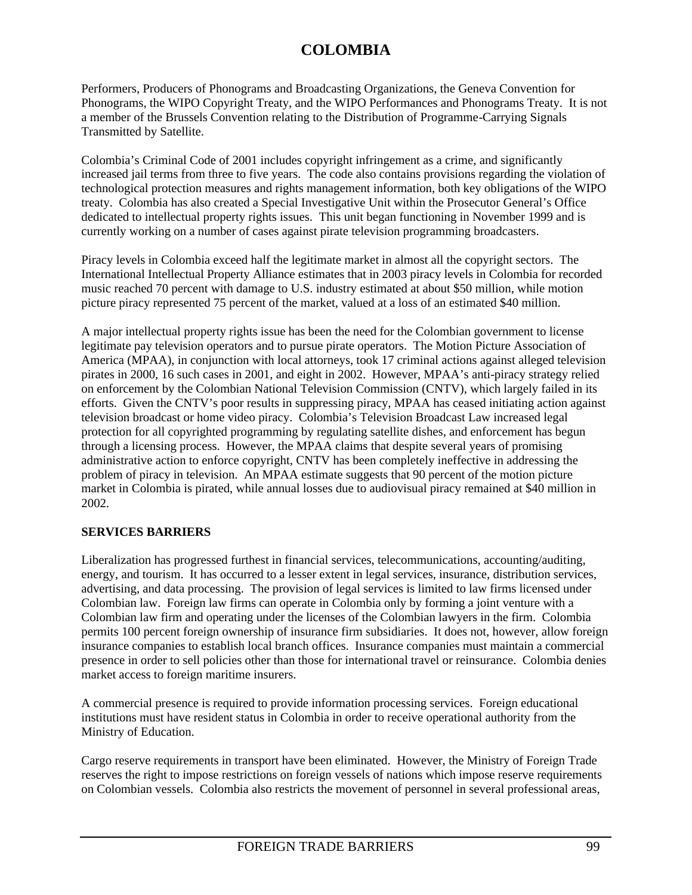Performers, Producers of Phonograms and Broadcasting Organizations, the Geneva Convention for Phonograms, the WIPO Copyright Treaty, and the WIPO Performances and Phonograms Treaty. It is not a member of the Brussels Convention relating to the Distribution of Programme-Carrying Signals Transmitted by Satellite.

Colombia's Criminal Code of 2001 includes copyright infringement as a crime, and significantly increased jail terms from three to five years. The code also contains provisions regarding the violation of technological protection measures and rights management information, both key obligations of the WIPO treaty. Colombia has also created a Special Investigative Unit within the Prosecutor General's Office dedicated to intellectual property rights issues. This unit began functioning in November 1999 and is currently working on a number of cases against pirate television programming broadcasters.

Piracy levels in Colombia exceed half the legitimate market in almost all the copyright sectors. The International Intellectual Property Alliance estimates that in 2003 piracy levels in Colombia for recorded music reached 70 percent with damage to U.S. industry estimated at about $50 million, while motion picture piracy represented 75 percent of the market, valued at a loss of an estimated $40 million.

A major intellectual property rights issue has been the need for the Colombian government to license legitimate pay television operators and to pursue pirate operators. The Motion Picture Association of America (MPAA), in conjunction with local attorneys, took 17 criminal actions against alleged television pirates in 2000, 16 such cases in 2001, and eight in 2002. However, MPAA's anti-piracy strategy relied on enforcement by the Colombian National Television Commission (CNTV), which largely failed in its efforts. Given the CNTV's poor results in suppressing piracy, MPAA has ceased initiating action against television broadcast or home video piracy. Colombia's Television Broadcast Law increased legal protection for all copyrighted programming by regulating satellite dishes, and enforcement has begun through a licensing process. However, the MPAA claims that despite several years of promising administrative action to enforce copyright, CNTV has been completely ineffective in addressing the problem of piracy in television. An MPAA estimate suggests that 90 percent of the motion picture market in Colombia is pirated, while annual losses due to audiovisual piracy remained at $40 million in 2002.

**SERVICES BARRIERS**

Liberalization has progressed furthest in financial services, telecommunications, accounting/auditing, energy, and tourism. It has occurred to a lesser extent in legal services, insurance, distribution services, advertising, and data processing. The provision of legal services is limited to law firms licensed under Colombian law. Foreign law firms can operate in Colombia only by forming a joint venture with a Colombian law firm and operating under the licenses of the Colombian lawyers in the firm. Colombia permits 100 percent foreign ownership of insurance firm subsidiaries. It does not, however, allow foreign insurance companies to establish local branch offices. Insurance companies must maintain a commercial presence in order to sell policies other than those for international travel or reinsurance. Colombia denies market access to foreign maritime insurers.

A commercial presence is required to provide information processing services. Foreign educational institutions must have resident status in Colombia in order to receive operational authority from the Ministry of Education.

Cargo reserve requirements in transport have been eliminated. However, the Ministry of Foreign Trade reserves the right to impose restrictions on foreign vessels of nations which impose reserve requirements on Colombian vessels. Colombia also restricts the movement of personnel in several professional areas,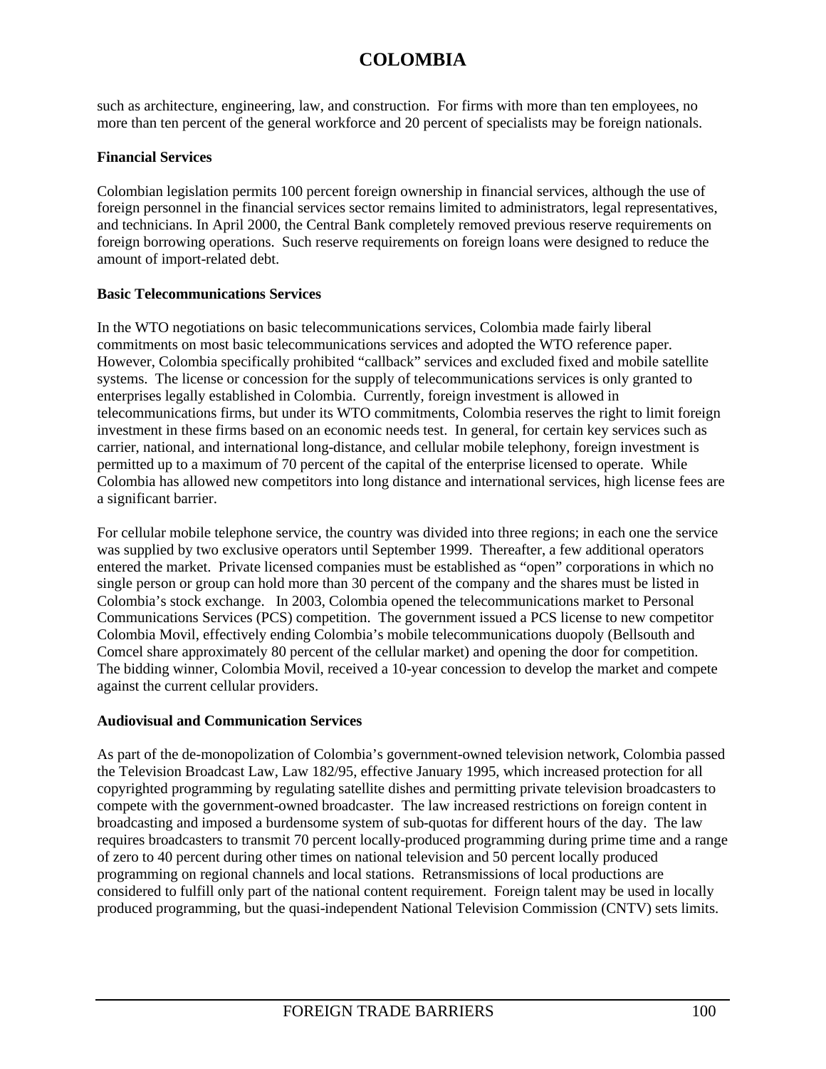such as architecture, engineering, law, and construction. For firms with more than ten employees, no more than ten percent of the general workforce and 20 percent of specialists may be foreign nationals.

**Financial Services**

Colombian legislation permits 100 percent foreign ownership in financial services, although the use of foreign personnel in the financial services sector remains limited to administrators, legal representatives, and technicians. In April 2000, the Central Bank completely removed previous reserve requirements on foreign borrowing operations. Such reserve requirements on foreign loans were designed to reduce the amount of import-related debt.

**Basic Telecommunications Services**

In the WTO negotiations on basic telecommunications services, Colombia made fairly liberal commitments on most basic telecommunications services and adopted the WTO reference paper. However, Colombia specifically prohibited "callback" services and excluded fixed and mobile satellite systems. The license or concession for the supply of telecommunications services is only granted to enterprises legally established in Colombia. Currently, foreign investment is allowed in telecommunications firms, but under its WTO commitments, Colombia reserves the right to limit foreign investment in these firms based on an economic needs test. In general, for certain key services such as carrier, national, and international long-distance, and cellular mobile telephony, foreign investment is permitted up to a maximum of 70 percent of the capital of the enterprise licensed to operate. While Colombia has allowed new competitors into long distance and international services, high license fees are a significant barrier.

For cellular mobile telephone service, the country was divided into three regions; in each one the service was supplied by two exclusive operators until September 1999. Thereafter, a few additional operators entered the market. Private licensed companies must be established as "open" corporations in which no single person or group can hold more than 30 percent of the company and the shares must be listed in Colombia's stock exchange. In 2003, Colombia opened the telecommunications market to Personal Communications Services (PCS) competition. The government issued a PCS license to new competitor Colombia Movil, effectively ending Colombia's mobile telecommunications duopoly (Bellsouth and Comcel share approximately 80 percent of the cellular market) and opening the door for competition. The bidding winner, Colombia Movil, received a 10-year concession to develop the market and compete against the current cellular providers.

**Audiovisual and Communication Services**

As part of the de-monopolization of Colombia's government-owned television network, Colombia passed the Television Broadcast Law, Law 182/95, effective January 1995, which increased protection for all copyrighted programming by regulating satellite dishes and permitting private television broadcasters to compete with the government-owned broadcaster. The law increased restrictions on foreign content in broadcasting and imposed a burdensome system of sub-quotas for different hours of the day. The law requires broadcasters to transmit 70 percent locally-produced programming during prime time and a range of zero to 40 percent during other times on national television and 50 percent locally produced programming on regional channels and local stations. Retransmissions of local productions are considered to fulfill only part of the national content requirement. Foreign talent may be used in locally produced programming, but the quasi-independent National Television Commission (CNTV) sets limits.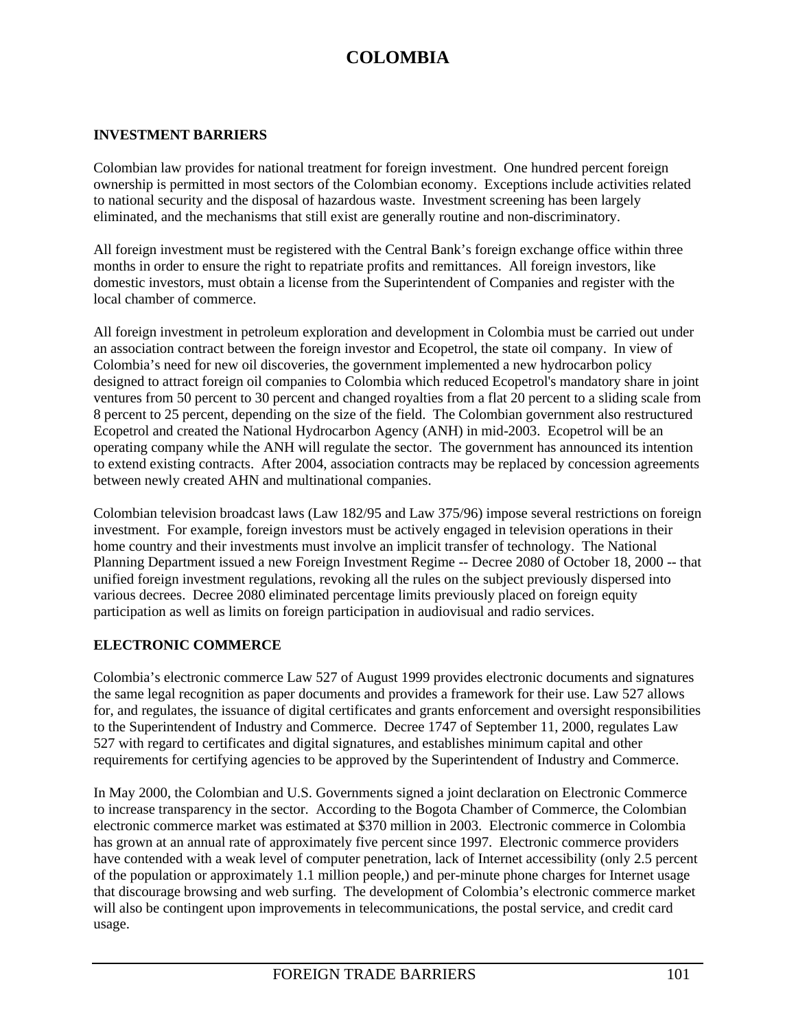# COLOMBIA

**INVESTMENT BARRIERS**

Colombian law provides for national treatment for foreign investment. One hundred percent foreign ownership is permitted in most sectors of the Colombian economy. Exceptions include activities related to national security and the disposal of hazardous waste. Investment screening has been largely eliminated, and the mechanisms that still exist are generally routine and non-discriminatory.

All foreign investment must be registered with the Central Bank's foreign exchange office within three months in order to ensure the right to repatriate profits and remittances. All foreign investors, like domestic investors, must obtain a license from the Superintendent of Companies and register with the local chamber of commerce.

All foreign investment in petroleum exploration and development in Colombia must be carried out under an association contract between the foreign investor and Ecopetrol, the state oil company. In view of Colombia's need for new oil discoveries, the government implemented a new hydrocarbon policy designed to attract foreign oil companies to Colombia which reduced Ecopetrol's mandatory share in joint ventures from 50 percent to 30 percent and changed royalties from a flat 20 percent to a sliding scale from 8 percent to 25 percent, depending on the size of the field. The Colombian government also restructured Ecopetrol and created the National Hydrocarbon Agency (ANH) in mid-2003. Ecopetrol will be an operating company while the ANH will regulate the sector. The government has announced its intention to extend existing contracts. After 2004, association contracts may be replaced by concession agreements between newly created AHN and multinational companies.

Colombian television broadcast laws (Law 182/95 and Law 375/96) impose several restrictions on foreign investment. For example, foreign investors must be actively engaged in television operations in their home country and their investments must involve an implicit transfer of technology. The National Planning Department issued a new Foreign Investment Regime -- Decree 2080 of October 18, 2000 -- that unified foreign investment regulations, revoking all the rules on the subject previously dispersed into various decrees. Decree 2080 eliminated percentage limits previously placed on foreign equity participation as well as limits on foreign participation in audiovisual and radio services.

**ELECTRONIC COMMERCE**

Colombia's electronic commerce Law 527 of August 1999 provides electronic documents and signatures the same legal recognition as paper documents and provides a framework for their use. Law 527 allows for, and regulates, the issuance of digital certificates and grants enforcement and oversight responsibilities to the Superintendent of Industry and Commerce. Decree 1747 of September 11, 2000, regulates Law 527 with regard to certificates and digital signatures, and establishes minimum capital and other requirements for certifying agencies to be approved by the Superintendent of Industry and Commerce.

In May 2000, the Colombian and U.S. Governments signed a joint declaration on Electronic Commerce to increase transparency in the sector. According to the Bogota Chamber of Commerce, the Colombian electronic commerce market was estimated at $370 million in 2003. Electronic commerce in Colombia has grown at an annual rate of approximately five percent since 1997. Electronic commerce providers have contended with a weak level of computer penetration, lack of Internet accessibility (only 2.5 percent of the population or approximately 1.1 million people,) and per-minute phone charges for Internet usage that discourage browsing and web surfing. The development of Colombia's electronic commerce market will also be contingent upon improvements in telecommunications, the postal service, and credit card usage.